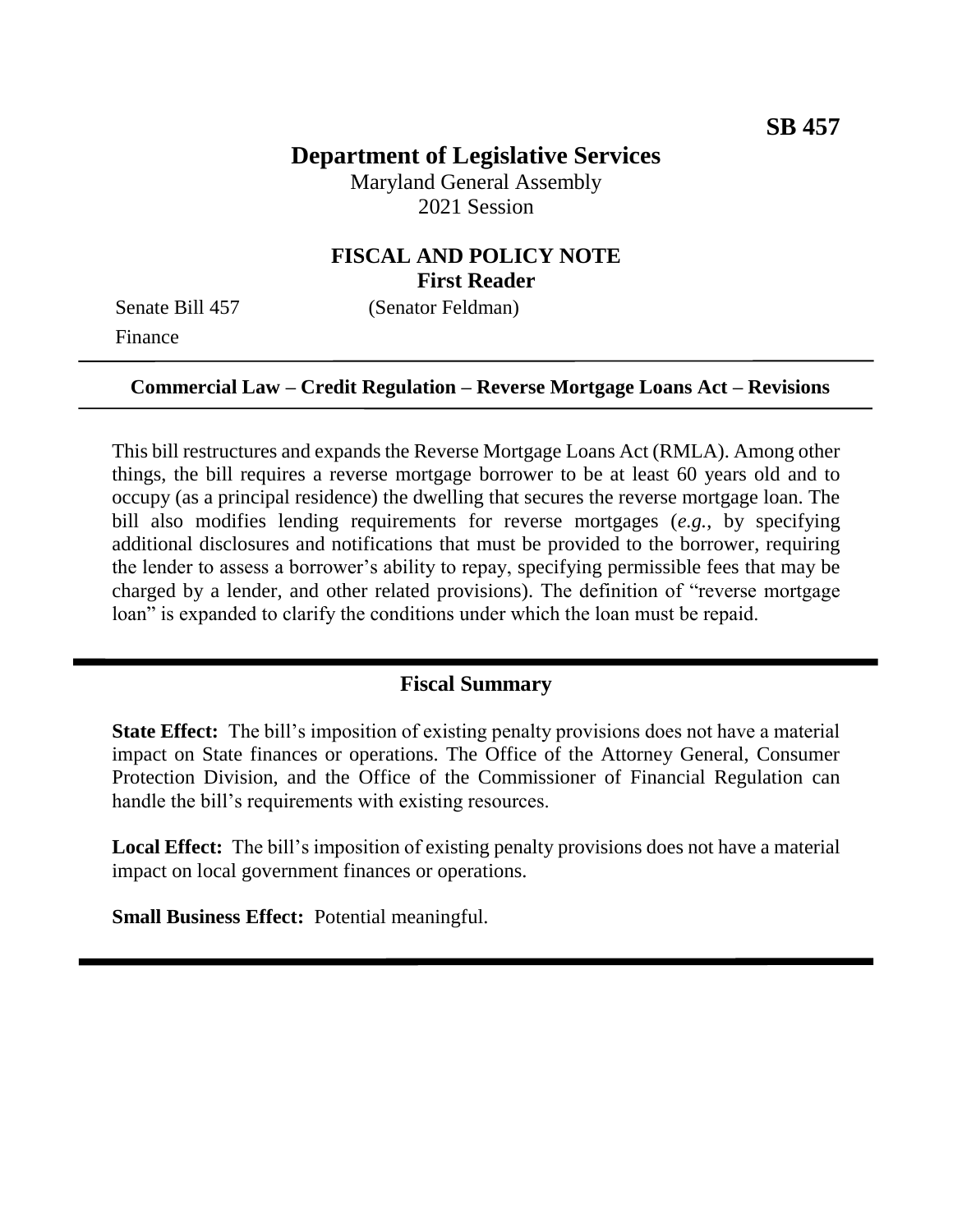**SB 457**

# Department of Legislative Services

Maryland General Assembly
2021 Session

## FISCAL AND POLICY NOTE
**First Reader**

Senate Bill 457 (Senator Feldman)
Finance

---

**Commercial Law – Credit Regulation – Reverse Mortgage Loans Act – Revisions**

---

This bill restructures and expands the Reverse Mortgage Loans Act (RMLA). Among other things, the bill requires a reverse mortgage borrower to be at least 60 years old and to occupy (as a principal residence) the dwelling that secures the reverse mortgage loan. The bill also modifies lending requirements for reverse mortgages (*e.g.*, by specifying additional disclosures and notifications that must be provided to the borrower, requiring the lender to assess a borrower's ability to repay, specifying permissible fees that may be charged by a lender, and other related provisions). The definition of "reverse mortgage loan" is expanded to clarify the conditions under which the loan must be repaid.

---

## Fiscal Summary

**State Effect:** The bill's imposition of existing penalty provisions does not have a material impact on State finances or operations. The Office of the Attorney General, Consumer Protection Division, and the Office of the Commissioner of Financial Regulation can handle the bill's requirements with existing resources.

**Local Effect:** The bill's imposition of existing penalty provisions does not have a material impact on local government finances or operations.

**Small Business Effect:** Potential meaningful.

---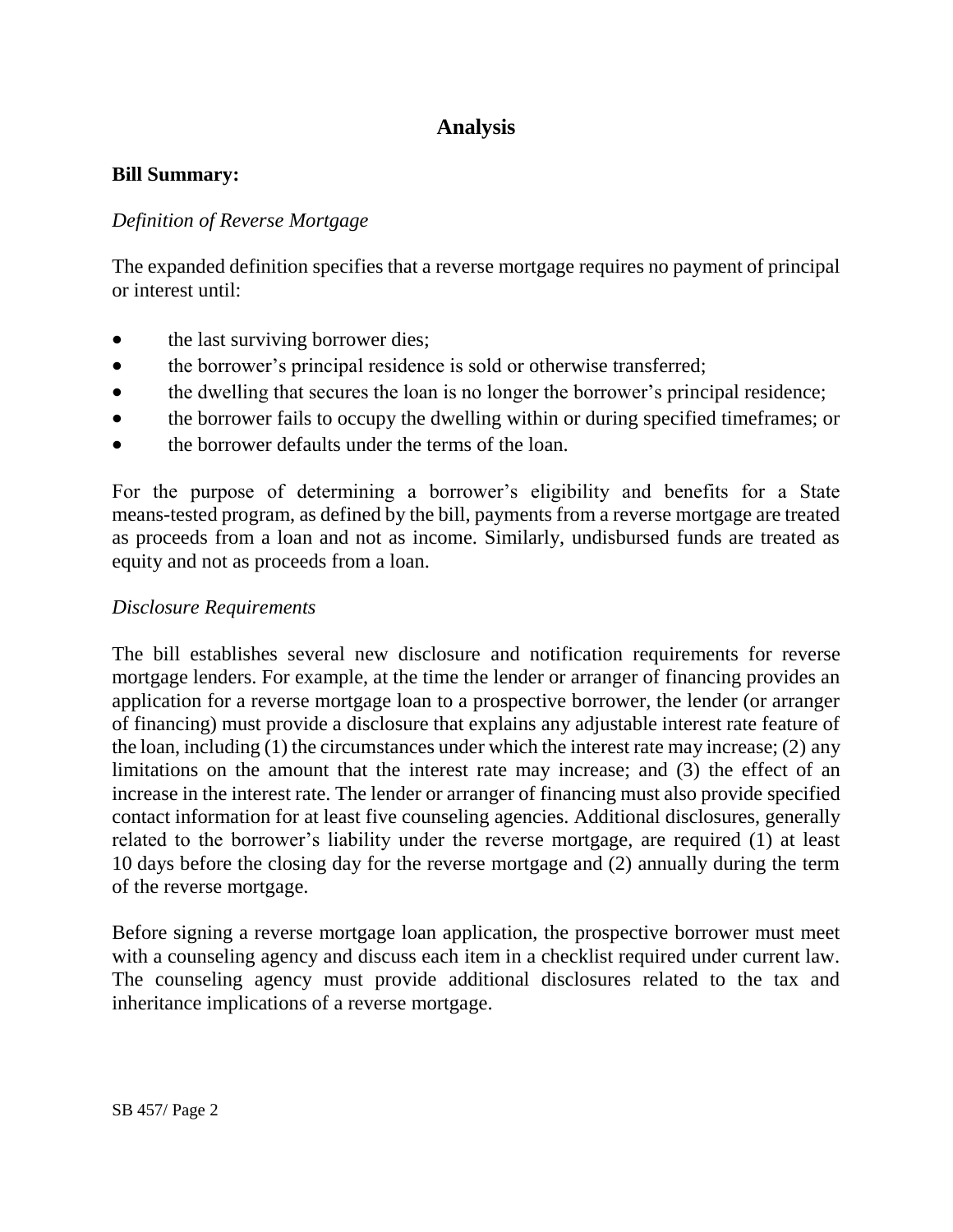# Analysis

**Bill Summary:**

*Definition of Reverse Mortgage*

The expanded definition specifies that a reverse mortgage requires no payment of principal or interest until:

- the last surviving borrower dies;
- the borrower's principal residence is sold or otherwise transferred;
- the dwelling that secures the loan is no longer the borrower's principal residence;
- the borrower fails to occupy the dwelling within or during specified timeframes; or
- the borrower defaults under the terms of the loan.

For the purpose of determining a borrower's eligibility and benefits for a State means-tested program, as defined by the bill, payments from a reverse mortgage are treated as proceeds from a loan and not as income. Similarly, undisbursed funds are treated as equity and not as proceeds from a loan.

*Disclosure Requirements*

The bill establishes several new disclosure and notification requirements for reverse mortgage lenders. For example, at the time the lender or arranger of financing provides an application for a reverse mortgage loan to a prospective borrower, the lender (or arranger of financing) must provide a disclosure that explains any adjustable interest rate feature of the loan, including (1) the circumstances under which the interest rate may increase; (2) any limitations on the amount that the interest rate may increase; and (3) the effect of an increase in the interest rate. The lender or arranger of financing must also provide specified contact information for at least five counseling agencies. Additional disclosures, generally related to the borrower's liability under the reverse mortgage, are required (1) at least 10 days before the closing day for the reverse mortgage and (2) annually during the term of the reverse mortgage.

Before signing a reverse mortgage loan application, the prospective borrower must meet with a counseling agency and discuss each item in a checklist required under current law. The counseling agency must provide additional disclosures related to the tax and inheritance implications of a reverse mortgage.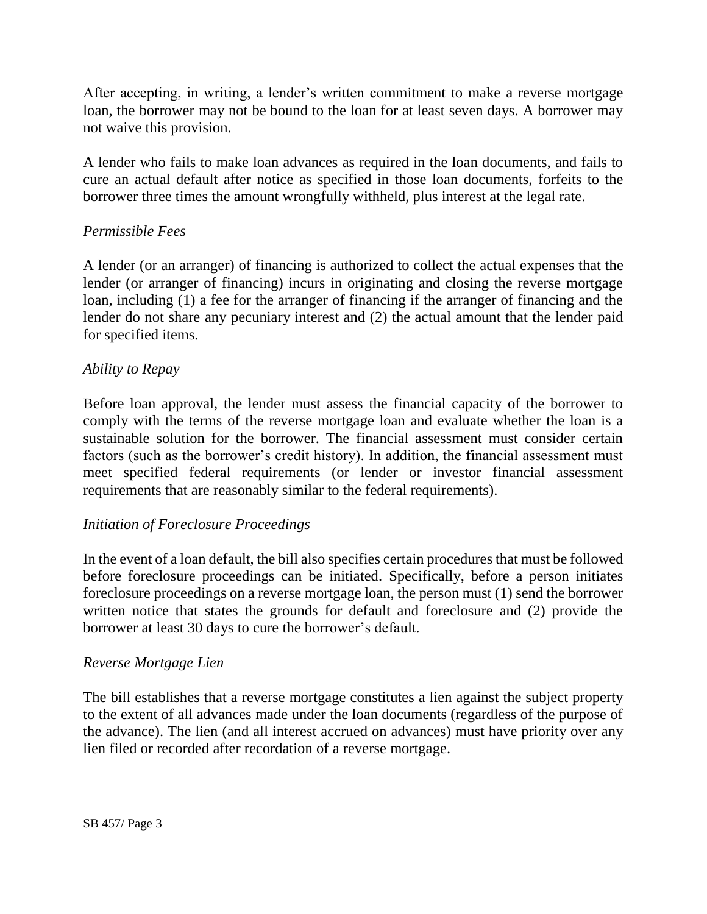After accepting, in writing, a lender's written commitment to make a reverse mortgage loan, the borrower may not be bound to the loan for at least seven days. A borrower may not waive this provision.

A lender who fails to make loan advances as required in the loan documents, and fails to cure an actual default after notice as specified in those loan documents, forfeits to the borrower three times the amount wrongfully withheld, plus interest at the legal rate.

*Permissible Fees*

A lender (or an arranger) of financing is authorized to collect the actual expenses that the lender (or arranger of financing) incurs in originating and closing the reverse mortgage loan, including (1) a fee for the arranger of financing if the arranger of financing and the lender do not share any pecuniary interest and (2) the actual amount that the lender paid for specified items.

*Ability to Repay*

Before loan approval, the lender must assess the financial capacity of the borrower to comply with the terms of the reverse mortgage loan and evaluate whether the loan is a sustainable solution for the borrower. The financial assessment must consider certain factors (such as the borrower's credit history). In addition, the financial assessment must meet specified federal requirements (or lender or investor financial assessment requirements that are reasonably similar to the federal requirements).

*Initiation of Foreclosure Proceedings*

In the event of a loan default, the bill also specifies certain procedures that must be followed before foreclosure proceedings can be initiated. Specifically, before a person initiates foreclosure proceedings on a reverse mortgage loan, the person must (1) send the borrower written notice that states the grounds for default and foreclosure and (2) provide the borrower at least 30 days to cure the borrower's default.

*Reverse Mortgage Lien*

The bill establishes that a reverse mortgage constitutes a lien against the subject property to the extent of all advances made under the loan documents (regardless of the purpose of the advance). The lien (and all interest accrued on advances) must have priority over any lien filed or recorded after recordation of a reverse mortgage.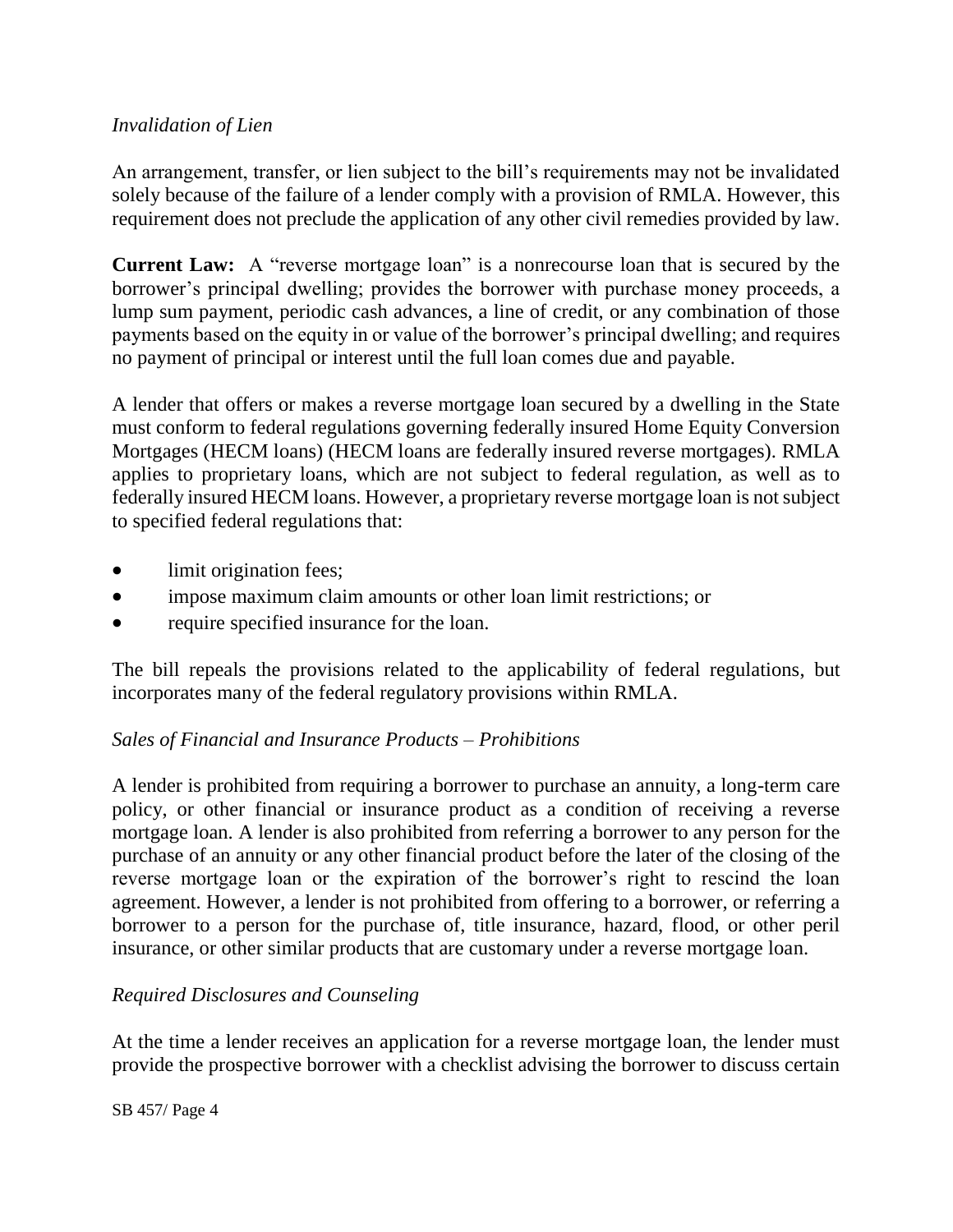*Invalidation of Lien*

An arrangement, transfer, or lien subject to the bill's requirements may not be invalidated solely because of the failure of a lender comply with a provision of RMLA. However, this requirement does not preclude the application of any other civil remedies provided by law.

**Current Law:** A "reverse mortgage loan" is a nonrecourse loan that is secured by the borrower's principal dwelling; provides the borrower with purchase money proceeds, a lump sum payment, periodic cash advances, a line of credit, or any combination of those payments based on the equity in or value of the borrower's principal dwelling; and requires no payment of principal or interest until the full loan comes due and payable.

A lender that offers or makes a reverse mortgage loan secured by a dwelling in the State must conform to federal regulations governing federally insured Home Equity Conversion Mortgages (HECM loans) (HECM loans are federally insured reverse mortgages). RMLA applies to proprietary loans, which are not subject to federal regulation, as well as to federally insured HECM loans. However, a proprietary reverse mortgage loan is not subject to specified federal regulations that:

- limit origination fees;
- impose maximum claim amounts or other loan limit restrictions; or
- require specified insurance for the loan.

The bill repeals the provisions related to the applicability of federal regulations, but incorporates many of the federal regulatory provisions within RMLA.

*Sales of Financial and Insurance Products – Prohibitions*

A lender is prohibited from requiring a borrower to purchase an annuity, a long-term care policy, or other financial or insurance product as a condition of receiving a reverse mortgage loan. A lender is also prohibited from referring a borrower to any person for the purchase of an annuity or any other financial product before the later of the closing of the reverse mortgage loan or the expiration of the borrower's right to rescind the loan agreement. However, a lender is not prohibited from offering to a borrower, or referring a borrower to a person for the purchase of, title insurance, hazard, flood, or other peril insurance, or other similar products that are customary under a reverse mortgage loan.

*Required Disclosures and Counseling*

At the time a lender receives an application for a reverse mortgage loan, the lender must provide the prospective borrower with a checklist advising the borrower to discuss certain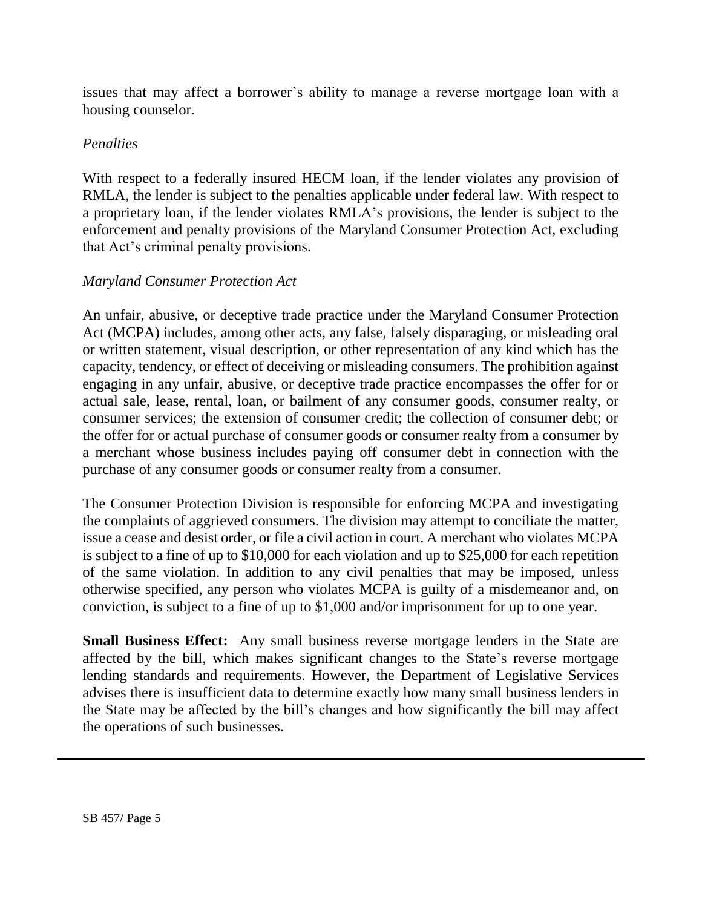issues that may affect a borrower's ability to manage a reverse mortgage loan with a housing counselor.

*Penalties*

With respect to a federally insured HECM loan, if the lender violates any provision of RMLA, the lender is subject to the penalties applicable under federal law. With respect to a proprietary loan, if the lender violates RMLA's provisions, the lender is subject to the enforcement and penalty provisions of the Maryland Consumer Protection Act, excluding that Act's criminal penalty provisions.

*Maryland Consumer Protection Act*

An unfair, abusive, or deceptive trade practice under the Maryland Consumer Protection Act (MCPA) includes, among other acts, any false, falsely disparaging, or misleading oral or written statement, visual description, or other representation of any kind which has the capacity, tendency, or effect of deceiving or misleading consumers. The prohibition against engaging in any unfair, abusive, or deceptive trade practice encompasses the offer for or actual sale, lease, rental, loan, or bailment of any consumer goods, consumer realty, or consumer services; the extension of consumer credit; the collection of consumer debt; or the offer for or actual purchase of consumer goods or consumer realty from a consumer by a merchant whose business includes paying off consumer debt in connection with the purchase of any consumer goods or consumer realty from a consumer.

The Consumer Protection Division is responsible for enforcing MCPA and investigating the complaints of aggrieved consumers. The division may attempt to conciliate the matter, issue a cease and desist order, or file a civil action in court. A merchant who violates MCPA is subject to a fine of up to \$10,000 for each violation and up to \$25,000 for each repetition of the same violation. In addition to any civil penalties that may be imposed, unless otherwise specified, any person who violates MCPA is guilty of a misdemeanor and, on conviction, is subject to a fine of up to \$1,000 and/or imprisonment for up to one year.

**Small Business Effect:** Any small business reverse mortgage lenders in the State are affected by the bill, which makes significant changes to the State's reverse mortgage lending standards and requirements. However, the Department of Legislative Services advises there is insufficient data to determine exactly how many small business lenders in the State may be affected by the bill's changes and how significantly the bill may affect the operations of such businesses.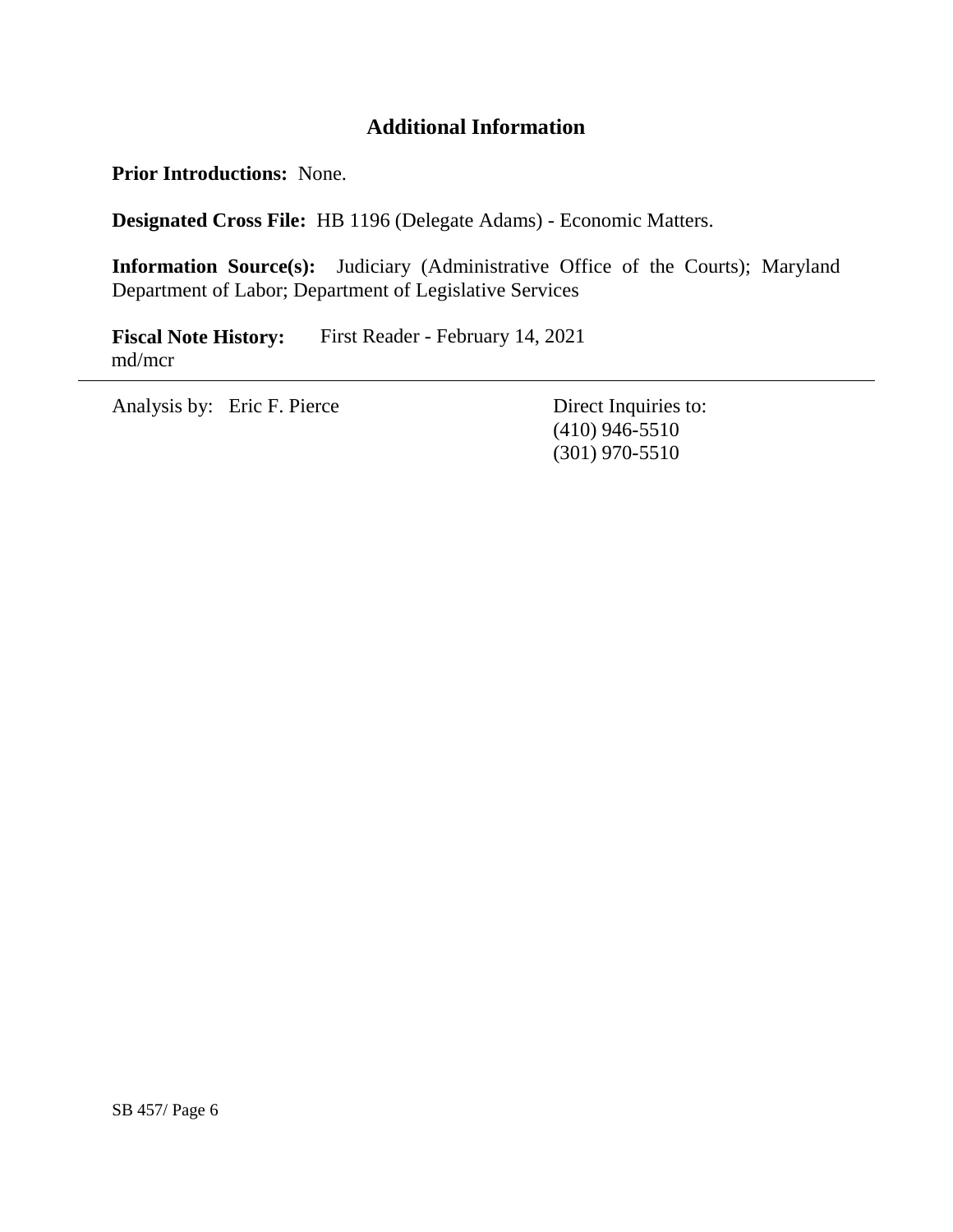## Additional Information

**Prior Introductions:** None.

**Designated Cross File:** HB 1196 (Delegate Adams) - Economic Matters.

**Information Source(s):** Judiciary (Administrative Office of the Courts); Maryland Department of Labor; Department of Legislative Services

**Fiscal Note History:** First Reader - February 14, 2021
md/mcr

---

Analysis by: Eric F. Pierce

Direct Inquiries to:
(410) 946-5510
(301) 970-5510